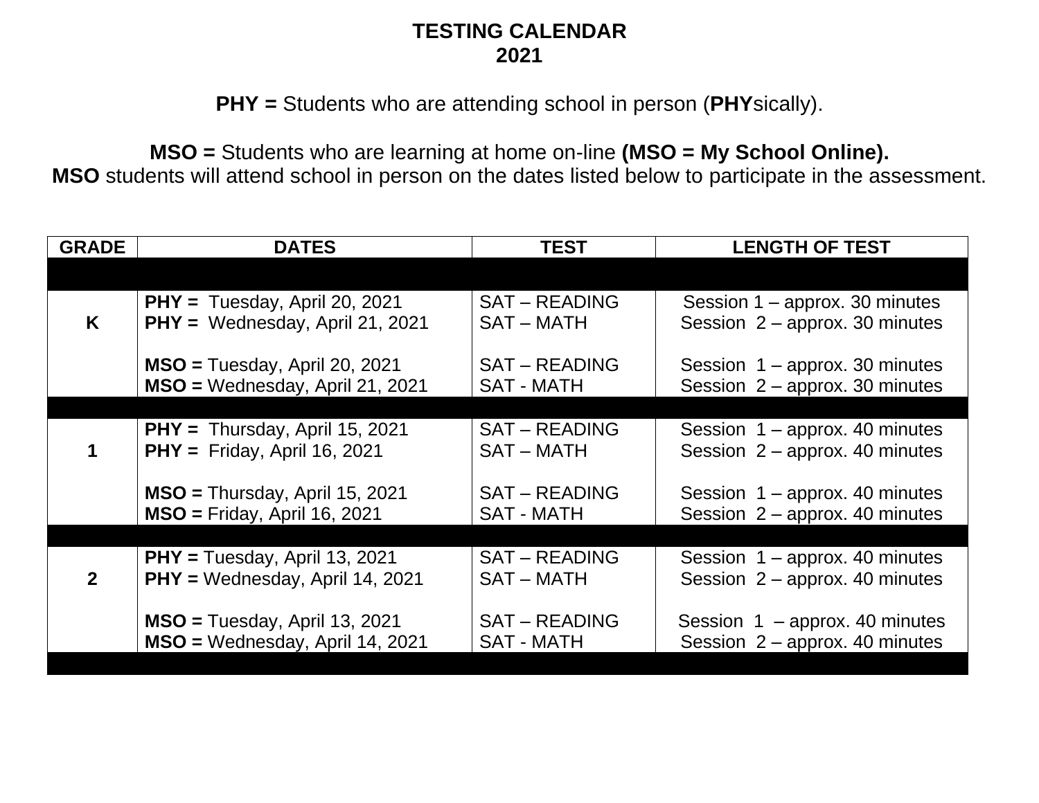# TESTING CALENDAR
# 2021

**PHY =** Students who are attending school in person (**PHY**sically).

**MSO =** Students who are learning at home on-line **(MSO = My School Online).**
**MSO** students will attend school in person on the dates listed below to participate in the assessment.

| GRADE | DATES | TEST | LENGTH OF TEST |
|---|---|---|---|
| K | **PHY =** Tuesday, April 20, 2021<br>**PHY =** Wednesday, April 21, 2021<br><br>**MSO =** Tuesday, April 20, 2021<br>**MSO =** Wednesday, April 21, 2021 | SAT – READING<br>SAT – MATH<br><br>SAT – READING<br>SAT - MATH | Session 1 – approx. 30 minutes<br>Session 2 – approx. 30 minutes<br><br>Session 1 – approx. 30 minutes<br>Session 2 – approx. 30 minutes |
| 1 | **PHY =** Thursday, April 15, 2021<br>**PHY =** Friday, April 16, 2021<br><br>**MSO =** Thursday, April 15, 2021<br>**MSO =** Friday, April 16, 2021 | SAT – READING<br>SAT – MATH<br><br>SAT – READING<br>SAT - MATH | Session 1 – approx. 40 minutes<br>Session 2 – approx. 40 minutes<br><br>Session 1 – approx. 40 minutes<br>Session 2 – approx. 40 minutes |
| 2 | **PHY =** Tuesday, April 13, 2021<br>**PHY =** Wednesday, April 14, 2021<br><br>**MSO =** Tuesday, April 13, 2021<br>**MSO =** Wednesday, April 14, 2021 | SAT – READING<br>SAT – MATH<br><br>SAT – READING<br>SAT - MATH | Session 1 – approx. 40 minutes<br>Session 2 – approx. 40 minutes<br><br>Session 1 – approx. 40 minutes<br>Session 2 – approx. 40 minutes |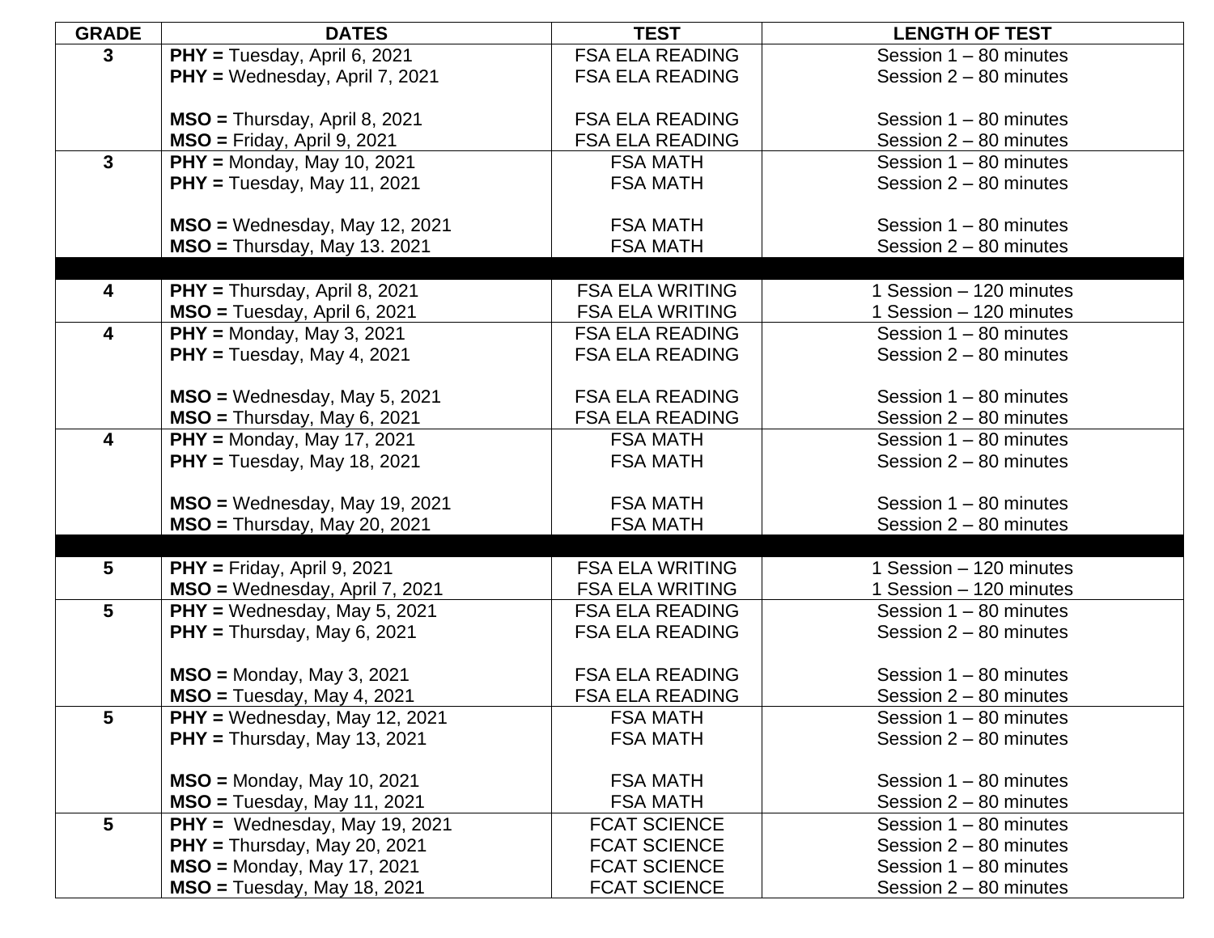| GRADE | DATES | TEST | LENGTH OF TEST |
|---|---|---|---|
| 3 | **PHY =** Tuesday, April 6, 2021<br>**PHY =** Wednesday, April 7, 2021<br><br>**MSO =** Thursday, April 8, 2021<br>**MSO =** Friday, April 9, 2021 | FSA ELA READING<br>FSA ELA READING<br><br>FSA ELA READING<br>FSA ELA READING | Session 1 – 80 minutes<br>Session 2 – 80 minutes<br><br>Session 1 – 80 minutes<br>Session 2 – 80 minutes |
| 3 | **PHY =** Monday, May 10, 2021<br>**PHY =** Tuesday, May 11, 2021<br><br>**MSO =** Wednesday, May 12, 2021<br>**MSO =** Thursday, May 13. 2021 | FSA MATH<br>FSA MATH<br><br>FSA MATH<br>FSA MATH | Session 1 – 80 minutes<br>Session 2 – 80 minutes<br><br>Session 1 – 80 minutes<br>Session 2 – 80 minutes |
| | | | |
| 4 | **PHY =** Thursday, April 8, 2021<br>**MSO =** Tuesday, April 6, 2021 | FSA ELA WRITING<br>FSA ELA WRITING | 1 Session – 120 minutes<br>1 Session – 120 minutes |
| 4 | **PHY =** Monday, May 3, 2021<br>**PHY =** Tuesday, May 4, 2021<br><br>**MSO =** Wednesday, May 5, 2021<br>**MSO =** Thursday, May 6, 2021 | FSA ELA READING<br>FSA ELA READING<br><br>FSA ELA READING<br>FSA ELA READING | Session 1 – 80 minutes<br>Session 2 – 80 minutes<br><br>Session 1 – 80 minutes<br>Session 2 – 80 minutes |
| 4 | **PHY =** Monday, May 17, 2021<br>**PHY =** Tuesday, May 18, 2021<br><br>**MSO =** Wednesday, May 19, 2021<br>**MSO =** Thursday, May 20, 2021 | FSA MATH<br>FSA MATH<br><br>FSA MATH<br>FSA MATH | Session 1 – 80 minutes<br>Session 2 – 80 minutes<br><br>Session 1 – 80 minutes<br>Session 2 – 80 minutes |
| | | | |
| 5 | **PHY =** Friday, April 9, 2021<br>**MSO =** Wednesday, April 7, 2021 | FSA ELA WRITING<br>FSA ELA WRITING | 1 Session – 120 minutes<br>1 Session – 120 minutes |
| 5 | **PHY =** Wednesday, May 5, 2021<br>**PHY =** Thursday, May 6, 2021<br><br>**MSO =** Monday, May 3, 2021<br>**MSO =** Tuesday, May 4, 2021 | FSA ELA READING<br>FSA ELA READING<br><br>FSA ELA READING<br>FSA ELA READING | Session 1 – 80 minutes<br>Session 2 – 80 minutes<br><br>Session 1 – 80 minutes<br>Session 2 – 80 minutes |
| 5 | **PHY =** Wednesday, May 12, 2021<br>**PHY =** Thursday, May 13, 2021<br><br>**MSO =** Monday, May 10, 2021<br>**MSO =** Tuesday, May 11, 2021 | FSA MATH<br>FSA MATH<br><br>FSA MATH<br>FSA MATH | Session 1 – 80 minutes<br>Session 2 – 80 minutes<br><br>Session 1 – 80 minutes<br>Session 2 – 80 minutes |
| 5 | **PHY =** Wednesday, May 19, 2021<br>**PHY =** Thursday, May 20, 2021<br>**MSO =** Monday, May 17, 2021<br>**MSO =** Tuesday, May 18, 2021 | FCAT SCIENCE<br>FCAT SCIENCE<br>FCAT SCIENCE<br>FCAT SCIENCE | Session 1 – 80 minutes<br>Session 2 – 80 minutes<br>Session 1 – 80 minutes<br>Session 2 – 80 minutes |